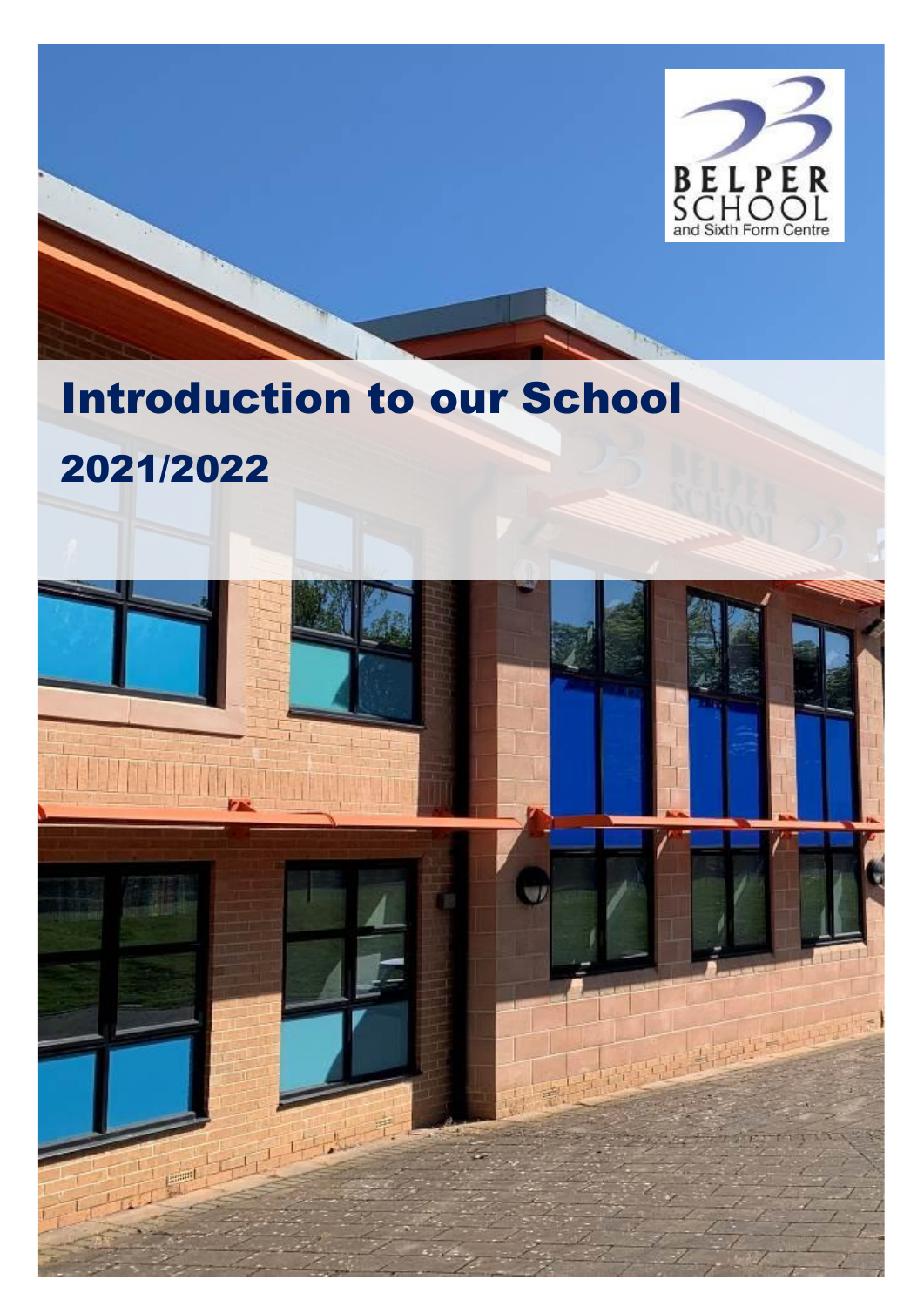# Introduction to our School

## 2021/2022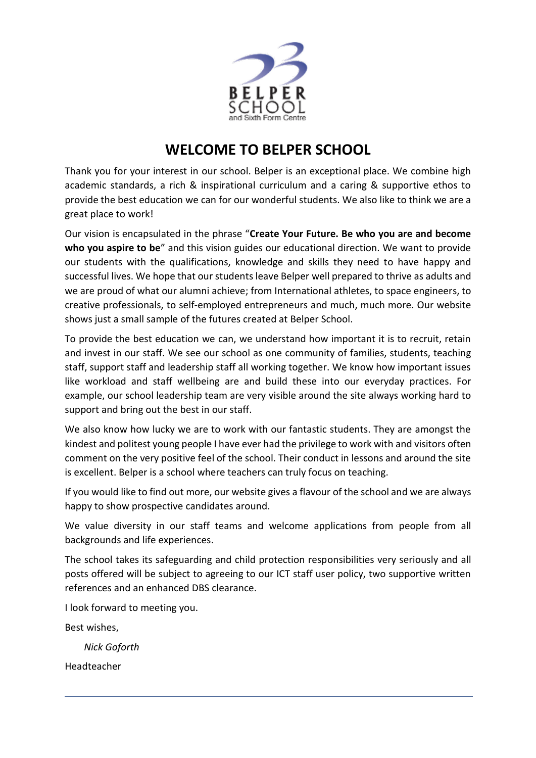# WELCOME TO BELPER SCHOOL

Thank you for your interest in our school. Belper is an exceptional place. We combine high academic standards, a rich & inspirational curriculum and a caring & supportive ethos to provide the best education we can for our wonderful students. We also like to think we are a great place to work!

Our vision is encapsulated in the phrase "**Create Your Future. Be who you are and become who you aspire to be**" and this vision guides our educational direction. We want to provide our students with the qualifications, knowledge and skills they need to have happy and successful lives. We hope that our students leave Belper well prepared to thrive as adults and we are proud of what our alumni achieve; from International athletes, to space engineers, to creative professionals, to self-employed entrepreneurs and much, much more. Our website shows just a small sample of the futures created at Belper School.

To provide the best education we can, we understand how important it is to recruit, retain and invest in our staff. We see our school as one community of families, students, teaching staff, support staff and leadership staff all working together. We know how important issues like workload and staff wellbeing are and build these into our everyday practices. For example, our school leadership team are very visible around the site always working hard to support and bring out the best in our staff.

We also know how lucky we are to work with our fantastic students. They are amongst the kindest and politest young people I have ever had the privilege to work with and visitors often comment on the very positive feel of the school. Their conduct in lessons and around the site is excellent. Belper is a school where teachers can truly focus on teaching.

If you would like to find out more, our website gives a flavour of the school and we are always happy to show prospective candidates around.

We value diversity in our staff teams and welcome applications from people from all backgrounds and life experiences.

The school takes its safeguarding and child protection responsibilities very seriously and all posts offered will be subject to agreeing to our ICT staff user policy, two supportive written references and an enhanced DBS clearance.

I look forward to meeting you.

Best wishes,

*Nick Goforth*

Headteacher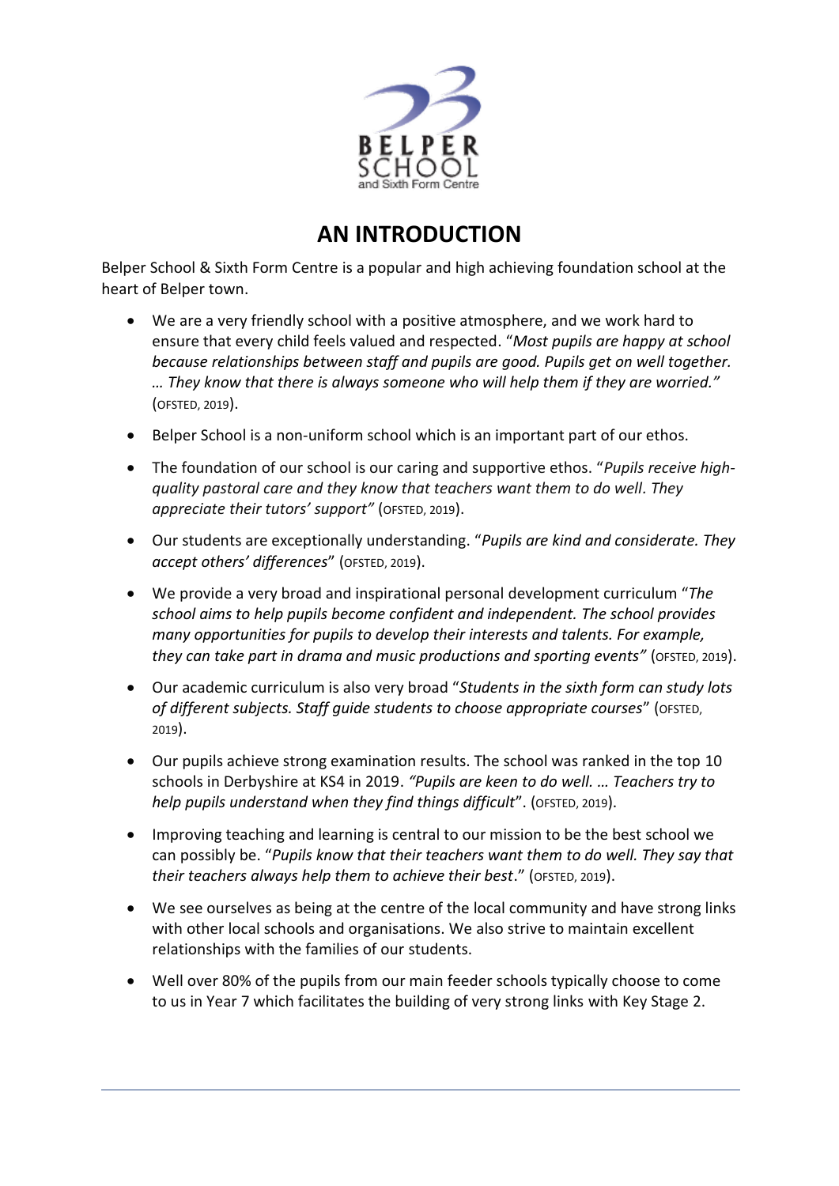# AN INTRODUCTION

Belper School & Sixth Form Centre is a popular and high achieving foundation school at the heart of Belper town.

- We are a very friendly school with a positive atmosphere, and we work hard to ensure that every child feels valued and respected. "*Most pupils are happy at school because relationships between staff and pupils are good. Pupils get on well together. … They know that there is always someone who will help them if they are worried."* (OFSTED, 2019).
- Belper School is a non-uniform school which is an important part of our ethos.
- The foundation of our school is our caring and supportive ethos. "*Pupils receive high-quality pastoral care and they know that teachers want them to do well. They appreciate their tutors' support"* (OFSTED, 2019).
- Our students are exceptionally understanding. "*Pupils are kind and considerate. They accept others' differences*" (OFSTED, 2019).
- We provide a very broad and inspirational personal development curriculum "*The school aims to help pupils become confident and independent. The school provides many opportunities for pupils to develop their interests and talents. For example, they can take part in drama and music productions and sporting events"* (OFSTED, 2019).
- Our academic curriculum is also very broad "*Students in the sixth form can study lots of different subjects. Staff guide students to choose appropriate courses*" (OFSTED, 2019).
- Our pupils achieve strong examination results. The school was ranked in the top 10 schools in Derbyshire at KS4 in 2019. *"Pupils are keen to do well. … Teachers try to help pupils understand when they find things difficult*". (OFSTED, 2019).
- Improving teaching and learning is central to our mission to be the best school we can possibly be. "*Pupils know that their teachers want them to do well. They say that their teachers always help them to achieve their best*." (OFSTED, 2019).
- We see ourselves as being at the centre of the local community and have strong links with other local schools and organisations. We also strive to maintain excellent relationships with the families of our students.
- Well over 80% of the pupils from our main feeder schools typically choose to come to us in Year 7 which facilitates the building of very strong links with Key Stage 2.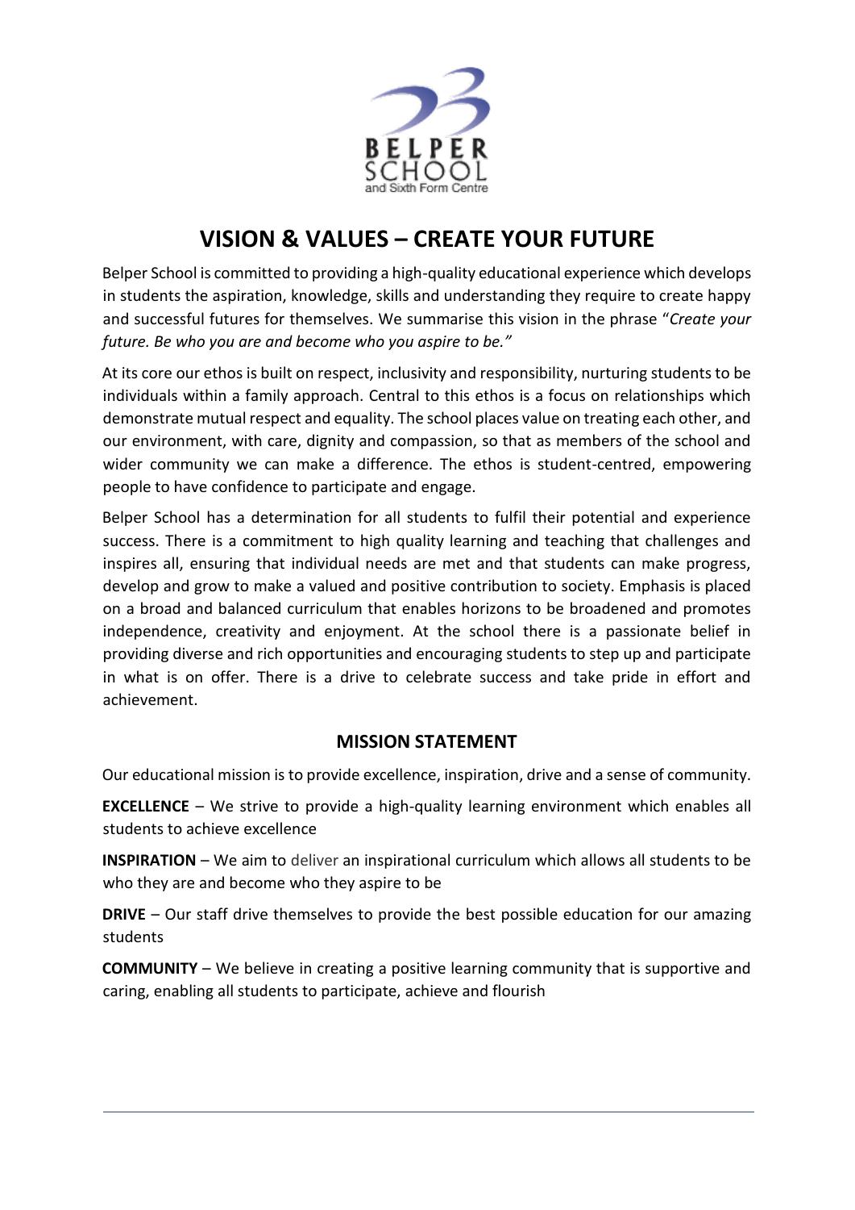BELPER SCHOOL and Sixth Form Centre

# VISION & VALUES – CREATE YOUR FUTURE

Belper School is committed to providing a high-quality educational experience which develops in students the aspiration, knowledge, skills and understanding they require to create happy and successful futures for themselves. We summarise this vision in the phrase "*Create your future. Be who you are and become who you aspire to be."*

At its core our ethos is built on respect, inclusivity and responsibility, nurturing students to be individuals within a family approach. Central to this ethos is a focus on relationships which demonstrate mutual respect and equality. The school places value on treating each other, and our environment, with care, dignity and compassion, so that as members of the school and wider community we can make a difference. The ethos is student-centred, empowering people to have confidence to participate and engage.

Belper School has a determination for all students to fulfil their potential and experience success. There is a commitment to high quality learning and teaching that challenges and inspires all, ensuring that individual needs are met and that students can make progress, develop and grow to make a valued and positive contribution to society. Emphasis is placed on a broad and balanced curriculum that enables horizons to be broadened and promotes independence, creativity and enjoyment. At the school there is a passionate belief in providing diverse and rich opportunities and encouraging students to step up and participate in what is on offer. There is a drive to celebrate success and take pride in effort and achievement.

## MISSION STATEMENT

Our educational mission is to provide excellence, inspiration, drive and a sense of community.

**EXCELLENCE** – We strive to provide a high-quality learning environment which enables all students to achieve excellence

**INSPIRATION** – We aim to deliver an inspirational curriculum which allows all students to be who they are and become who they aspire to be

**DRIVE** – Our staff drive themselves to provide the best possible education for our amazing students

**COMMUNITY** – We believe in creating a positive learning community that is supportive and caring, enabling all students to participate, achieve and flourish